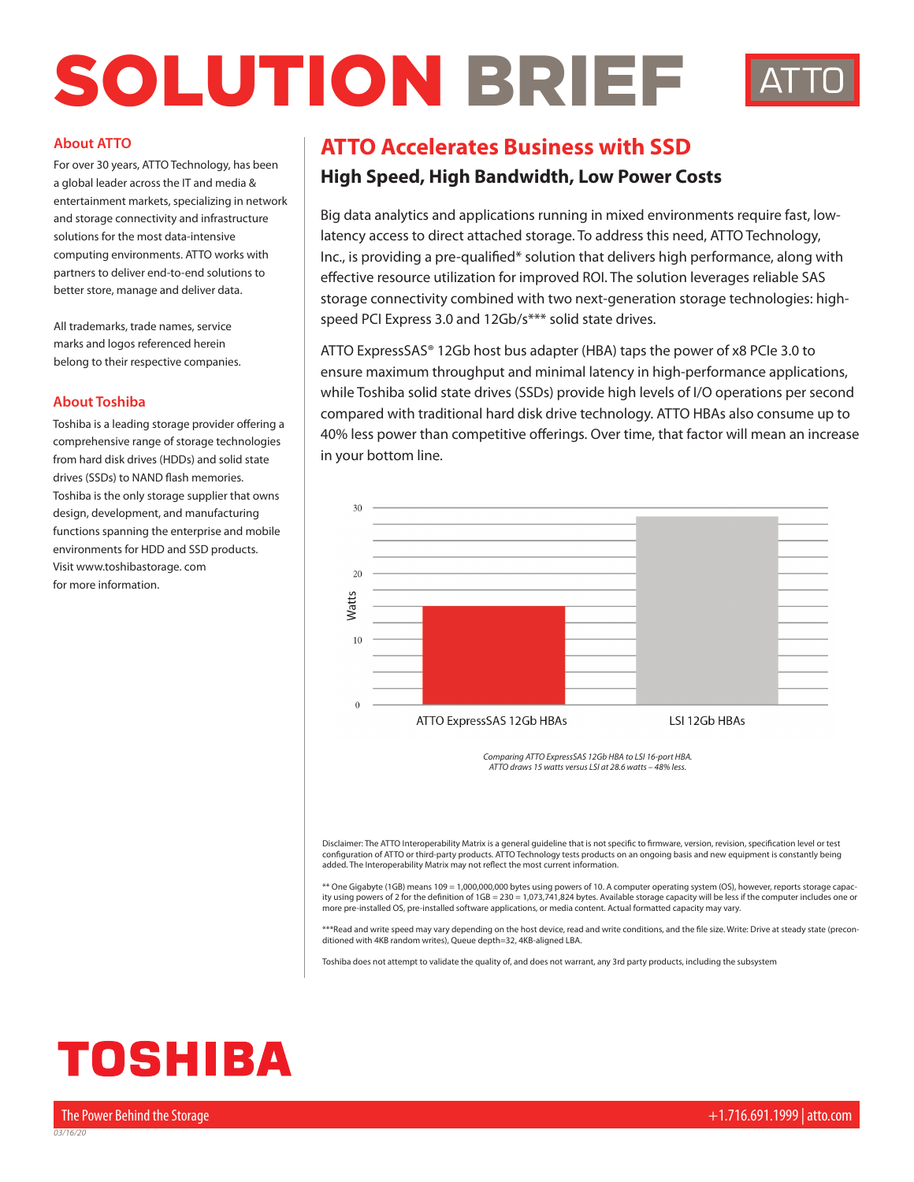# SOLUTION BRIEF

ATTO

### About ATTO

For over 30 years, ATTO Technology, has been a global leader across the IT and media & entertainment markets, specializing in network and storage connectivity and infrastructure solutions for the most data-intensive computing environments. ATTO works with partners to deliver end-to-end solutions to better store, manage and deliver data.

All trademarks, trade names, service marks and logos referenced herein belong to their respective companies.

### About Toshiba

Toshiba is a leading storage provider offering a comprehensive range of storage technologies from hard disk drives (HDDs) and solid state drives (SSDs) to NAND flash memories. Toshiba is the only storage supplier that owns design, development, and manufacturing functions spanning the enterprise and mobile environments for HDD and SSD products. Visit www.toshibastorage. com for more information.

## ATTO Accelerates Business with SSD

### High Speed, High Bandwidth, Low Power Costs

Big data analytics and applications running in mixed environments require fast, low-latency access to direct attached storage. To address this need, ATTO Technology, Inc., is providing a pre-qualified* solution that delivers high performance, along with effective resource utilization for improved ROI. The solution leverages reliable SAS storage connectivity combined with two next-generation storage technologies: high-speed PCI Express 3.0 and 12Gb/s*** solid state drives.

ATTO ExpressSAS® 12Gb host bus adapter (HBA) taps the power of x8 PCIe 3.0 to ensure maximum throughput and minimal latency in high-performance applications, while Toshiba solid state drives (SSDs) provide high levels of I/O operations per second compared with traditional hard disk drive technology. ATTO HBAs also consume up to 40% less power than competitive offerings. Over time, that factor will mean an increase in your bottom line.

| | Watts |
|---|---|
| ATTO ExpressSAS 12Gb HBAs | 15 |
| LSI 12Gb HBAs | 28.6 |

*Comparing ATTO ExpressSAS 12Gb HBA to LSI 16-port HBA.*
*ATTO draws 15 watts versus LSI at 28.6 watts – 48% less.*

Disclaimer: The ATTO Interoperability Matrix is a general guideline that is not specific to firmware, version, revision, specification level or test configuration of ATTO or third-party products. ATTO Technology tests products on an ongoing basis and new equipment is constantly being added. The Interoperability Matrix may not reflect the most current information.

** One Gigabyte (1GB) means 109 = 1,000,000,000 bytes using powers of 10. A computer operating system (OS), however, reports storage capacity using powers of 2 for the definition of 1GB = 230 = 1,073,741,824 bytes. Available storage capacity will be less if the computer includes one or more pre-installed OS, pre-installed software applications, or media content. Actual formatted capacity may vary.

***Read and write speed may vary depending on the host device, read and write conditions, and the file size. Write: Drive at steady state (preconditioned with 4KB random writes), Queue depth=32, 4KB-aligned LBA.

Toshiba does not attempt to validate the quality of, and does not warrant, any 3rd party products, including the subsystem

TOSHIBA

The Power Behind the Storage

+1.716.691.1999 | atto.com

03/16/20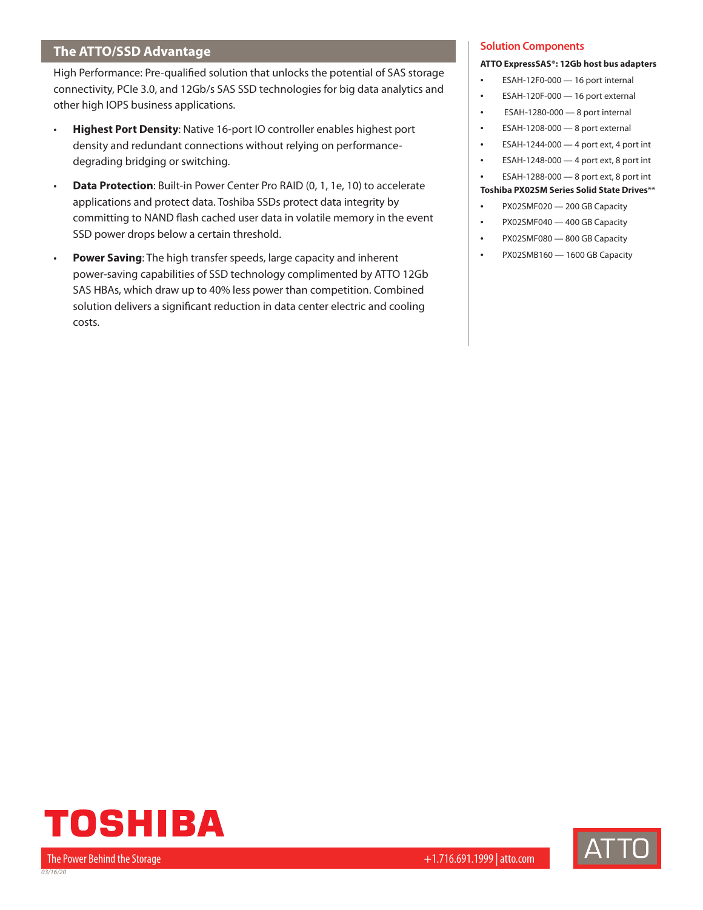## The ATTO/SSD Advantage

High Performance: Pre-qualified solution that unlocks the potential of SAS storage connectivity, PCIe 3.0, and 12Gb/s SAS SSD technologies for big data analytics and other high IOPS business applications.

- **Highest Port Density**: Native 16-port IO controller enables highest port density and redundant connections without relying on performance-degrading bridging or switching.
- **Data Protection**: Built-in Power Center Pro RAID (0, 1, 1e, 10) to accelerate applications and protect data. Toshiba SSDs protect data integrity by committing to NAND flash cached user data in volatile memory in the event SSD power drops below a certain threshold.
- **Power Saving**: The high transfer speeds, large capacity and inherent power-saving capabilities of SSD technology complimented by ATTO 12Gb SAS HBAs, which draw up to 40% less power than competition. Combined solution delivers a significant reduction in data center electric and cooling costs.

### Solution Components

**ATTO ExpressSAS®: 12Gb host bus adapters**

- ESAH-12F0-000 — 16 port internal
- ESAH-120F-000 — 16 port external
- ESAH-1280-000 — 8 port internal
- ESAH-1208-000 — 8 port external
- ESAH-1244-000 — 4 port ext, 4 port int
- ESAH-1248-000 — 4 port ext, 8 port int
- ESAH-1288-000 — 8 port ext, 8 port int

**Toshiba PX02SM Series Solid State Drives****

- PX02SMF020 — 200 GB Capacity
- PX02SMF040 — 400 GB Capacity
- PX02SMF080 — 800 GB Capacity
- PX02SMB160 — 1600 GB Capacity

TOSHIBA

The Power Behind the Storage

+1.716.691.1999 | atto.com

ATTO

03/16/20